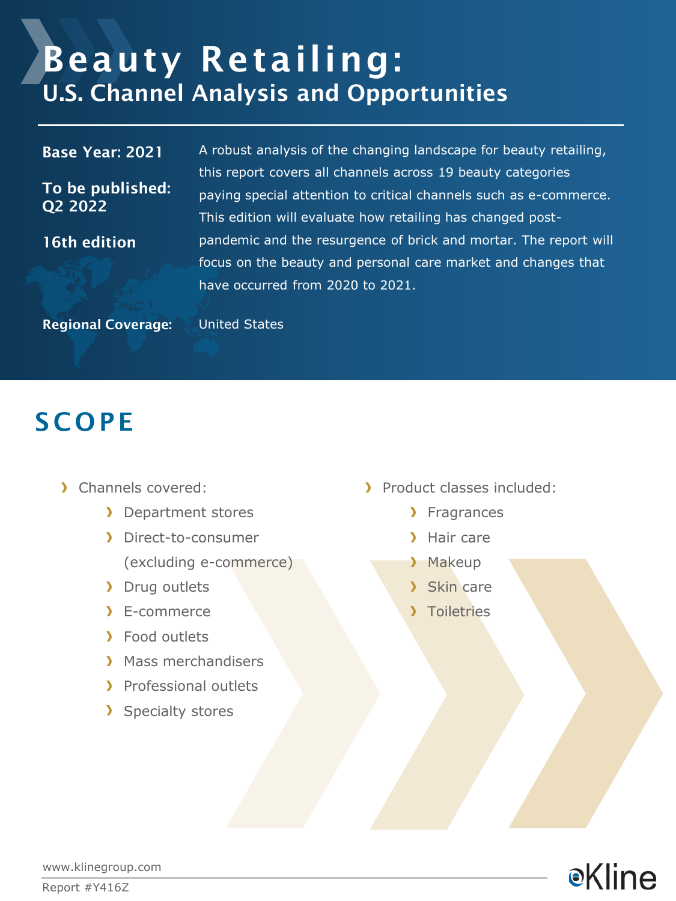# Beauty Retailing:

## U.S. Channel Analysis and Opportunities

**Base Year: 2021**

**To be published: Q2 2022**

**16th edition**

A robust analysis of the changing landscape for beauty retailing, this report covers all channels across 19 beauty categories paying special attention to critical channels such as e-commerce. This edition will evaluate how retailing has changed post-pandemic and the resurgence of brick and mortar. The report will focus on the beauty and personal care market and changes that have occurred from 2020 to 2021.

**Regional Coverage:** United States

## SCOPE

- Channels covered:
  - Department stores
  - Direct-to-consumer (excluding e-commerce)
  - Drug outlets
  - E-commerce
  - Food outlets
  - Mass merchandisers
  - Professional outlets
  - Specialty stores
- Product classes included:
  - Fragrances
  - Hair care
  - Makeup
  - Skin care
  - Toiletries

www.klinegroup.com

Report #Y416Z

Kline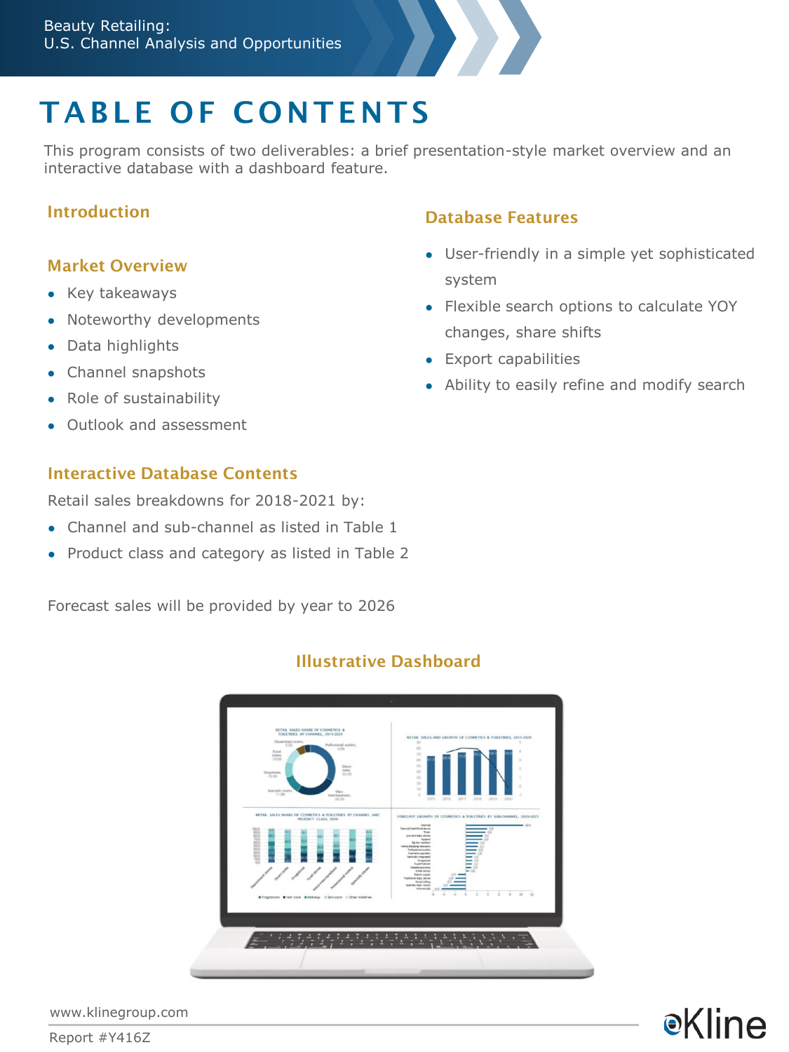# TABLE OF CONTENTS

This program consists of two deliverables: a brief presentation-style market overview and an interactive database with a dashboard feature.

### Introduction

### Market Overview

- Key takeaways
- Noteworthy developments
- Data highlights
- Channel snapshots
- Role of sustainability
- Outlook and assessment

### Interactive Database Contents

Retail sales breakdowns for 2018-2021 by:

- Channel and sub-channel as listed in Table 1
- Product class and category as listed in Table 2

Forecast sales will be provided by year to 2026

### Database Features

- User-friendly in a simple yet sophisticated system
- Flexible search options to calculate YOY changes, share shifts
- Export capabilities
- Ability to easily refine and modify search

### Illustrative Dashboard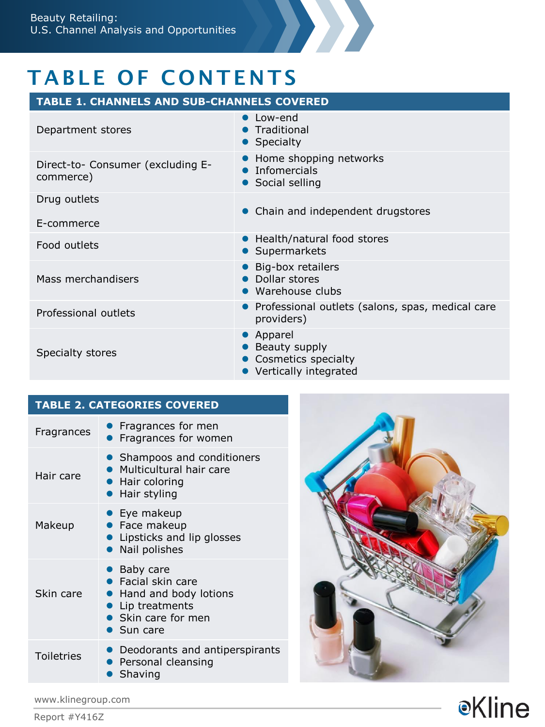# TABLE OF CONTENTS

| TABLE 1. CHANNELS AND SUB-CHANNELS COVERED | |
|---|---|
| Department stores | • Low-end<br>• Traditional<br>• Specialty |
| Direct-to- Consumer (excluding E-commerce) | • Home shopping networks<br>• Infomercials<br>• Social selling |
| Drug outlets<br><br>E-commerce | • Chain and independent drugstores |
| Food outlets | • Health/natural food stores<br>• Supermarkets |
| Mass merchandisers | • Big-box retailers<br>• Dollar stores<br>• Warehouse clubs |
| Professional outlets | • Professional outlets (salons, spas, medical care providers) |
| Specialty stores | • Apparel<br>• Beauty supply<br>• Cosmetics specialty<br>• Vertically integrated |

| TABLE 2. CATEGORIES COVERED | |
|---|---|
| Fragrances | • Fragrances for men<br>• Fragrances for women |
| Hair care | • Shampoos and conditioners<br>• Multicultural hair care<br>• Hair coloring<br>• Hair styling |
| Makeup | • Eye makeup<br>• Face makeup<br>• Lipsticks and lip glosses<br>• Nail polishes |
| Skin care | • Baby care<br>• Facial skin care<br>• Hand and body lotions<br>• Lip treatments<br>• Skin care for men<br>• Sun care |
| Toiletries | • Deodorants and antiperspirants<br>• Personal cleansing<br>• Shaving |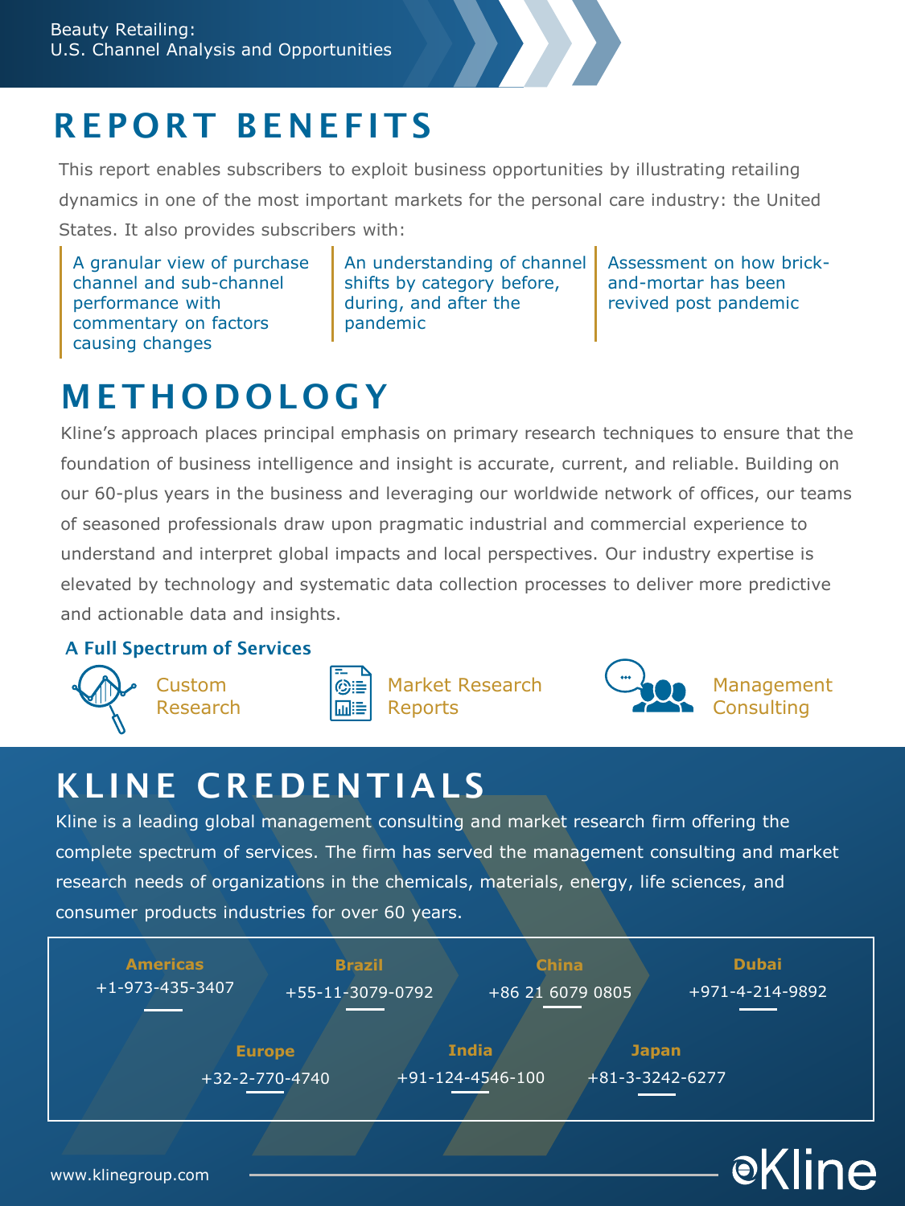# REPORT BENEFITS

This report enables subscribers to exploit business opportunities by illustrating retailing dynamics in one of the most important markets for the personal care industry: the United States. It also provides subscribers with:

- A granular view of purchase channel and sub-channel performance with commentary on factors causing changes
- An understanding of channel shifts by category before, during, and after the pandemic
- Assessment on how brick-and-mortar has been revived post pandemic

# METHODOLOGY

Kline's approach places principal emphasis on primary research techniques to ensure that the foundation of business intelligence and insight is accurate, current, and reliable. Building on our 60-plus years in the business and leveraging our worldwide network of offices, our teams of seasoned professionals draw upon pragmatic industrial and commercial experience to understand and interpret global impacts and local perspectives. Our industry expertise is elevated by technology and systematic data collection processes to deliver more predictive and actionable data and insights.

### A Full Spectrum of Services

- Custom Research
- Market Research Reports
- Management Consulting

# KLINE CREDENTIALS

Kline is a leading global management consulting and market research firm offering the complete spectrum of services. The firm has served the management consulting and market research needs of organizations in the chemicals, materials, energy, life sciences, and consumer products industries for over 60 years.

**Americas**
+1-973-435-3407

**Brazil**
+55-11-3079-0792

**China**
+86 21 6079 0805

**Dubai**
+971-4-214-9892

**Europe**
+32-2-770-4740

**India**
+91-124-4546-100

**Japan**
+81-3-3242-6277

www.klinegroup.com

Kline